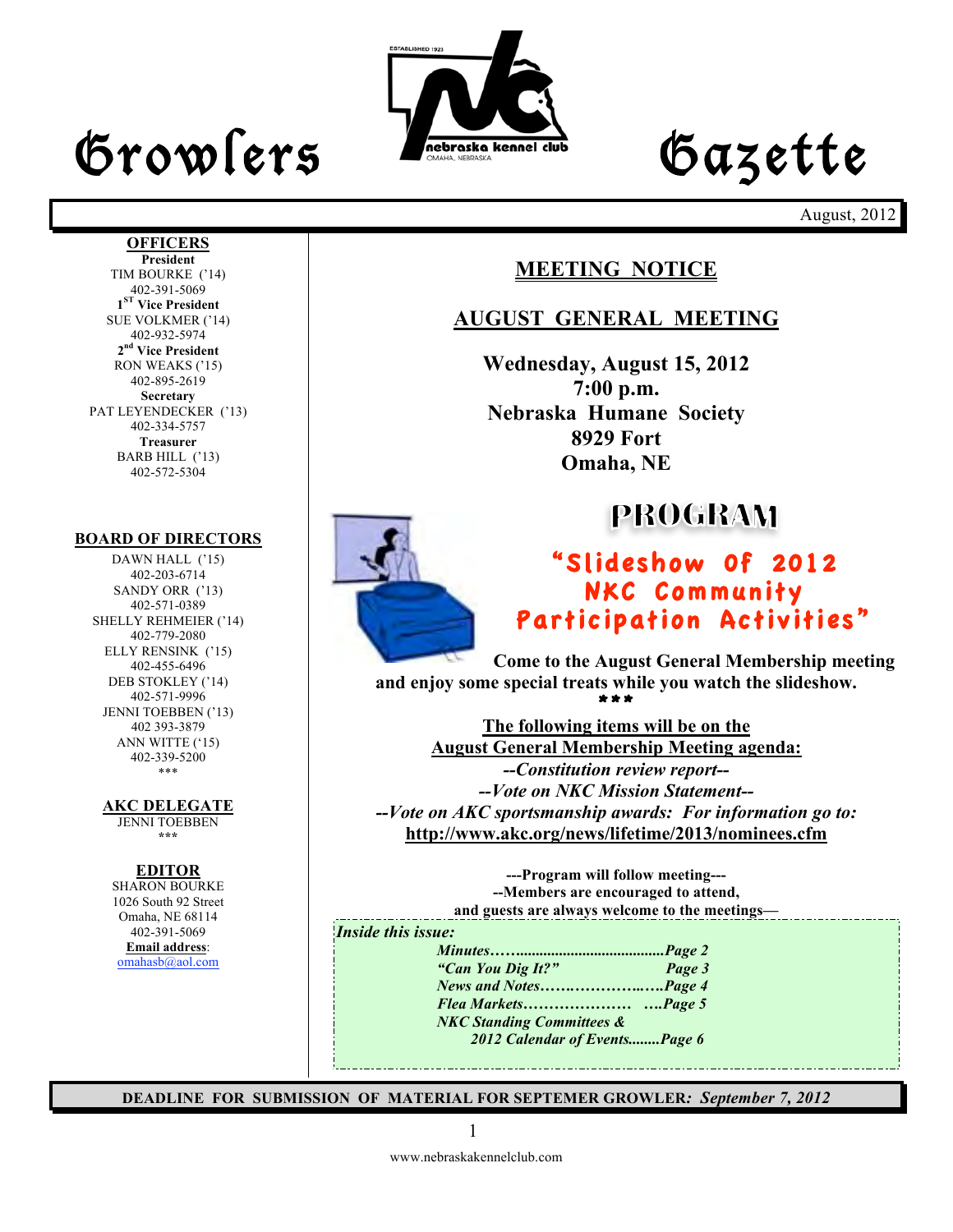# Growlers Gazette

August, 2012

**OFFICERS**

**President**
TIM BOURKE ('14)
402-391-5069

**1ST Vice President**
SUE VOLKMER ('14)
402-932-5974

**2nd Vice President**
RON WEAKS ('15)
402-895-2619

**Secretary**
PAT LEYENDECKER ('13)
402-334-5757

**Treasurer**
BARB HILL ('13)
402-572-5304

**BOARD OF DIRECTORS**

DAWN HALL ('15)
402-203-6714
SANDY ORR ('13)
402-571-0389
SHELLY REHMEIER ('14)
402-779-2080
ELLY RENSINK ('15)
402-455-6496
DEB STOKLEY ('14)
402-571-9996
JENNI TOEBBEN ('13)
402 393-3879
ANN WITTE ('15)
402-339-5200

***

**AKC DELEGATE**
JENNI TOEBBEN

***

**EDITOR**
SHARON BOURKE
1026 South 92 Street
Omaha, NE 68114
402-391-5069
**Email address**: omahasb@aol.com

## MEETING NOTICE

## AUGUST GENERAL MEETING

**Wednesday, August 15, 2012**
**7:00 p.m.**
**Nebraska Humane Society**
**8929 Fort**
**Omaha, NE**

## PROGRAM

### "Slideshow Of 2012 NKC Community Participation Activities"

**Come to the August General Membership meeting and enjoy some special treats while you watch the slideshow.**

***

**The following items will be on the August General Membership Meeting agenda:**

***--Constitution review report--***

***--Vote on NKC Mission Statement--***

***--Vote on AKC sportsmanship awards: For information go to:***
**http://www.akc.org/news/lifetime/2013/nominees.cfm**

**---Program will follow meeting---**
**--Members are encouraged to attend, and guests are always welcome to the meetings—**

***Inside this issue:***

| | |
|---|---|
| *Minutes* | *Page 2* |
| *"Can You Dig It?"* | *Page 3* |
| *News and Notes* | *Page 4* |
| *Flea Markets* | *Page 5* |
| *NKC Standing Committees & 2012 Calendar of Events* | *Page 6* |

**DEADLINE FOR SUBMISSION OF MATERIAL FOR SEPTEMER GROWLER*: September 7, 2012***

www.nebraskakennelclub.com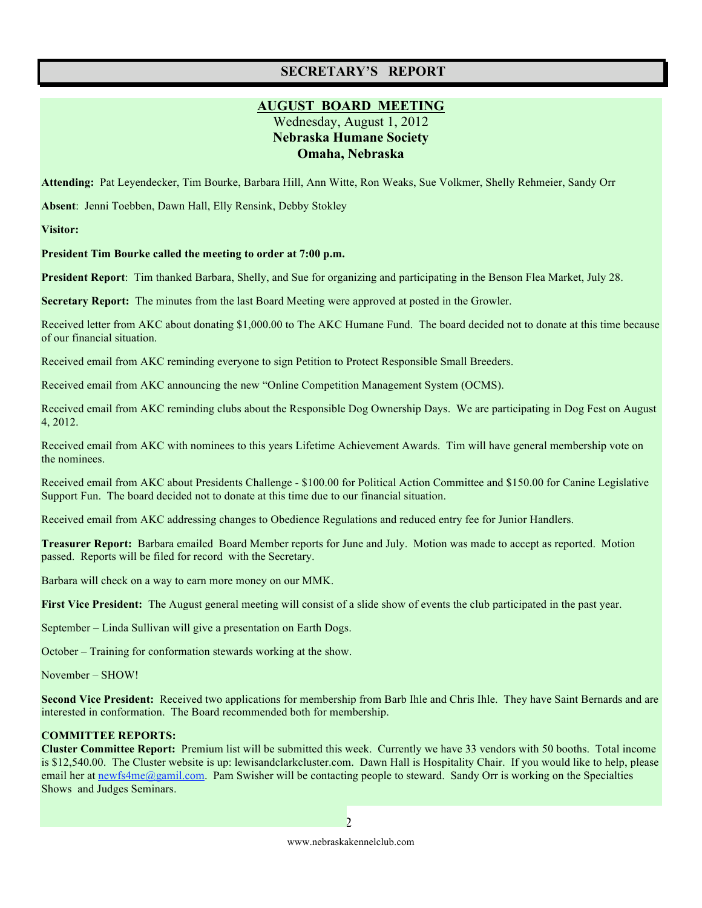# SECRETARY'S REPORT

## AUGUST BOARD MEETING

Wednesday, August 1, 2012

**Nebraska Humane Society**

**Omaha, Nebraska**

**Attending:** Pat Leyendecker, Tim Bourke, Barbara Hill, Ann Witte, Ron Weaks, Sue Volkmer, Shelly Rehmeier, Sandy Orr

**Absent**: Jenni Toebben, Dawn Hall, Elly Rensink, Debby Stokley

**Visitor:**

**President Tim Bourke called the meeting to order at 7:00 p.m.**

**President Report**: Tim thanked Barbara, Shelly, and Sue for organizing and participating in the Benson Flea Market, July 28.

**Secretary Report:** The minutes from the last Board Meeting were approved at posted in the Growler.

Received letter from AKC about donating $1,000.00 to The AKC Humane Fund. The board decided not to donate at this time because of our financial situation.

Received email from AKC reminding everyone to sign Petition to Protect Responsible Small Breeders.

Received email from AKC announcing the new "Online Competition Management System (OCMS).

Received email from AKC reminding clubs about the Responsible Dog Ownership Days. We are participating in Dog Fest on August 4, 2012.

Received email from AKC with nominees to this years Lifetime Achievement Awards. Tim will have general membership vote on the nominees.

Received email from AKC about Presidents Challenge - $100.00 for Political Action Committee and $150.00 for Canine Legislative Support Fun. The board decided not to donate at this time due to our financial situation.

Received email from AKC addressing changes to Obedience Regulations and reduced entry fee for Junior Handlers.

**Treasurer Report:** Barbara emailed Board Member reports for June and July. Motion was made to accept as reported. Motion passed. Reports will be filed for record with the Secretary.

Barbara will check on a way to earn more money on our MMK.

**First Vice President:** The August general meeting will consist of a slide show of events the club participated in the past year.

September – Linda Sullivan will give a presentation on Earth Dogs.

October – Training for conformation stewards working at the show.

November – SHOW!

**Second Vice President:** Received two applications for membership from Barb Ihle and Chris Ihle. They have Saint Bernards and are interested in conformation. The Board recommended both for membership.

**COMMITTEE REPORTS:**

**Cluster Committee Report:** Premium list will be submitted this week. Currently we have 33 vendors with 50 booths. Total income is $12,540.00. The Cluster website is up: lewisandclarkcluster.com. Dawn Hall is Hospitality Chair. If you would like to help, please email her at newfs4me@gamil.com. Pam Swisher will be contacting people to steward. Sandy Orr is working on the Specialties Shows and Judges Seminars.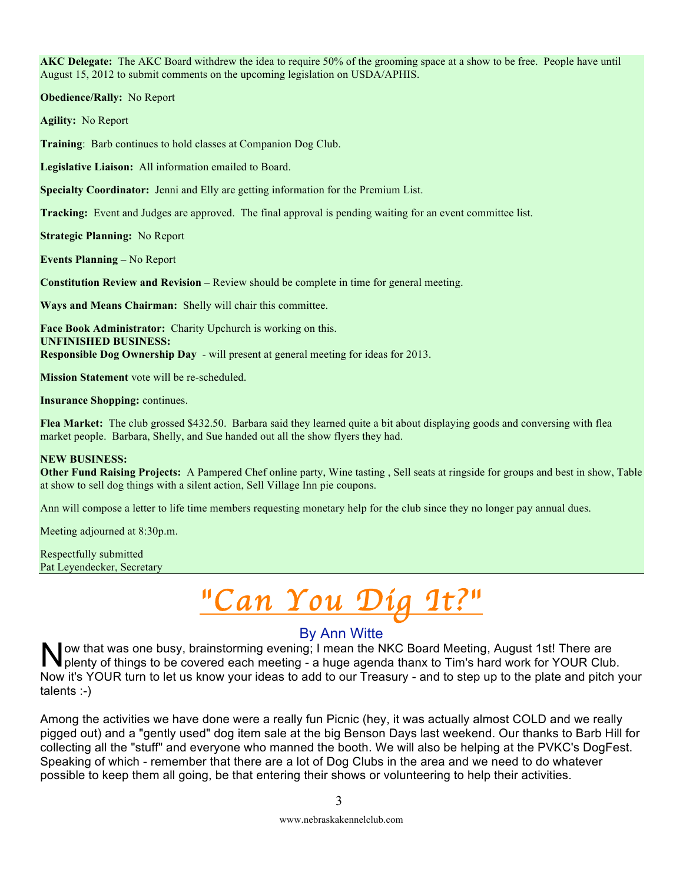**AKC Delegate:** The AKC Board withdrew the idea to require 50% of the grooming space at a show to be free. People have until August 15, 2012 to submit comments on the upcoming legislation on USDA/APHIS.

**Obedience/Rally:** No Report

**Agility:** No Report

**Training**: Barb continues to hold classes at Companion Dog Club.

**Legislative Liaison:** All information emailed to Board.

**Specialty Coordinator:** Jenni and Elly are getting information for the Premium List.

**Tracking:** Event and Judges are approved. The final approval is pending waiting for an event committee list.

**Strategic Planning:** No Report

**Events Planning –** No Report

**Constitution Review and Revision –** Review should be complete in time for general meeting.

**Ways and Means Chairman:** Shelly will chair this committee.

**Face Book Administrator:** Charity Upchurch is working on this.

**UNFINISHED BUSINESS:**

**Responsible Dog Ownership Day** - will present at general meeting for ideas for 2013.

**Mission Statement** vote will be re-scheduled.

**Insurance Shopping:** continues.

**Flea Market:** The club grossed $432.50. Barbara said they learned quite a bit about displaying goods and conversing with flea market people. Barbara, Shelly, and Sue handed out all the show flyers they had.

**NEW BUSINESS:**

**Other Fund Raising Projects:** A Pampered Chef online party, Wine tasting , Sell seats at ringside for groups and best in show, Table at show to sell dog things with a silent action, Sell Village Inn pie coupons.

Ann will compose a letter to life time members requesting monetary help for the club since they no longer pay annual dues.

Meeting adjourned at 8:30p.m.

Respectfully submitted
Pat Leyendecker, Secretary

# "Can You Dig It?"

### By Ann Witte

Now that was one busy, brainstorming evening; I mean the NKC Board Meeting, August 1st! There are plenty of things to be covered each meeting - a huge agenda thanx to Tim's hard work for YOUR Club. Now it's YOUR turn to let us know your ideas to add to our Treasury - and to step up to the plate and pitch your talents :-)

Among the activities we have done were a really fun Picnic (hey, it was actually almost COLD and we really pigged out) and a "gently used" dog item sale at the big Benson Days last weekend. Our thanks to Barb Hill for collecting all the "stuff" and everyone who manned the booth. We will also be helping at the PVKC's DogFest. Speaking of which - remember that there are a lot of Dog Clubs in the area and we need to do whatever possible to keep them all going, be that entering their shows or volunteering to help their activities.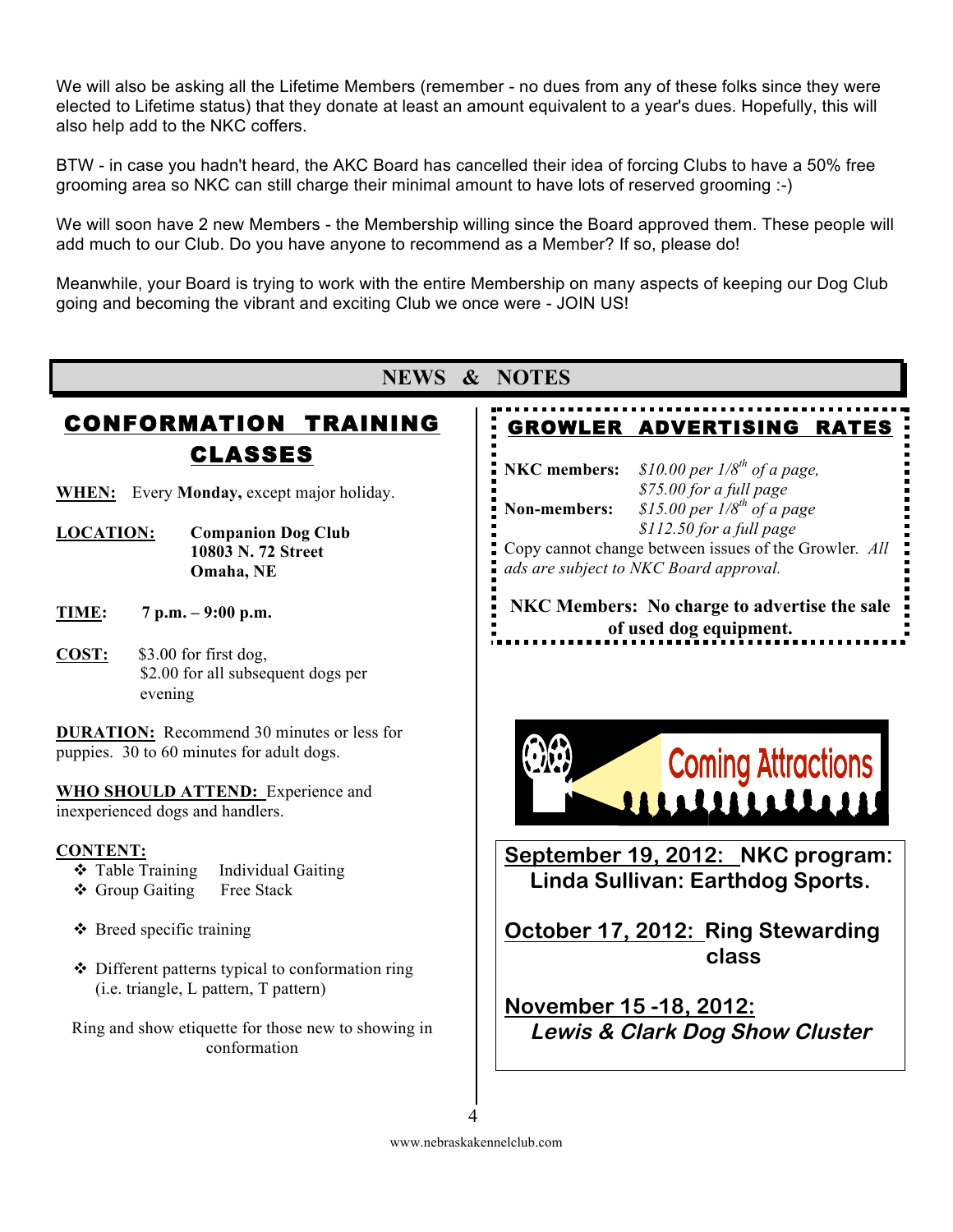We will also be asking all the Lifetime Members (remember - no dues from any of these folks since they were elected to Lifetime status) that they donate at least an amount equivalent to a year's dues. Hopefully, this will also help add to the NKC coffers.

BTW - in case you hadn't heard, the AKC Board has cancelled their idea of forcing Clubs to have a 50% free grooming area so NKC can still charge their minimal amount to have lots of reserved grooming :-)

We will soon have 2 new Members - the Membership willing since the Board approved them. These people will add much to our Club. Do you have anyone to recommend as a Member? If so, please do!

Meanwhile, your Board is trying to work with the entire Membership on many aspects of keeping our Dog Club going and becoming the vibrant and exciting Club we once were - JOIN US!

## NEWS & NOTES

### CONFORMATION TRAINING CLASSES

**WHEN:** Every **Monday,** except major holiday.

**LOCATION:** **Companion Dog Club**
**10803 N. 72 Street**
**Omaha, NE**

**TIME:** **7 p.m. – 9:00 p.m.**

**COST:** $3.00 for first dog,
$2.00 for all subsequent dogs per evening

**DURATION:** Recommend 30 minutes or less for puppies. 30 to 60 minutes for adult dogs.

**WHO SHOULD ATTEND:** Experience and inexperienced dogs and handlers.

**CONTENT:**

- Table Training
- Individual Gaiting
- Group Gaiting
- Free Stack
- Breed specific training
- Different patterns typical to conformation ring (i.e. triangle, L pattern, T pattern)

Ring and show etiquette for those new to showing in conformation

### GROWLER ADVERTISING RATES

**NKC members:** *$10.00 per 1/8th of a page,*
*$75.00 for a full page*

**Non-members:** *$15.00 per 1/8th of a page*
*$112.50 for a full page*

Copy cannot change between issues of the Growler. *All ads are subject to NKC Board approval.*

**NKC Members: No charge to advertise the sale of used dog equipment.**

### Coming Attractions

**September 19, 2012: NKC program: Linda Sullivan: Earthdog Sports.**

**October 17, 2012: Ring Stewarding class**

**November 15 -18, 2012:**
***Lewis & Clark Dog Show Cluster***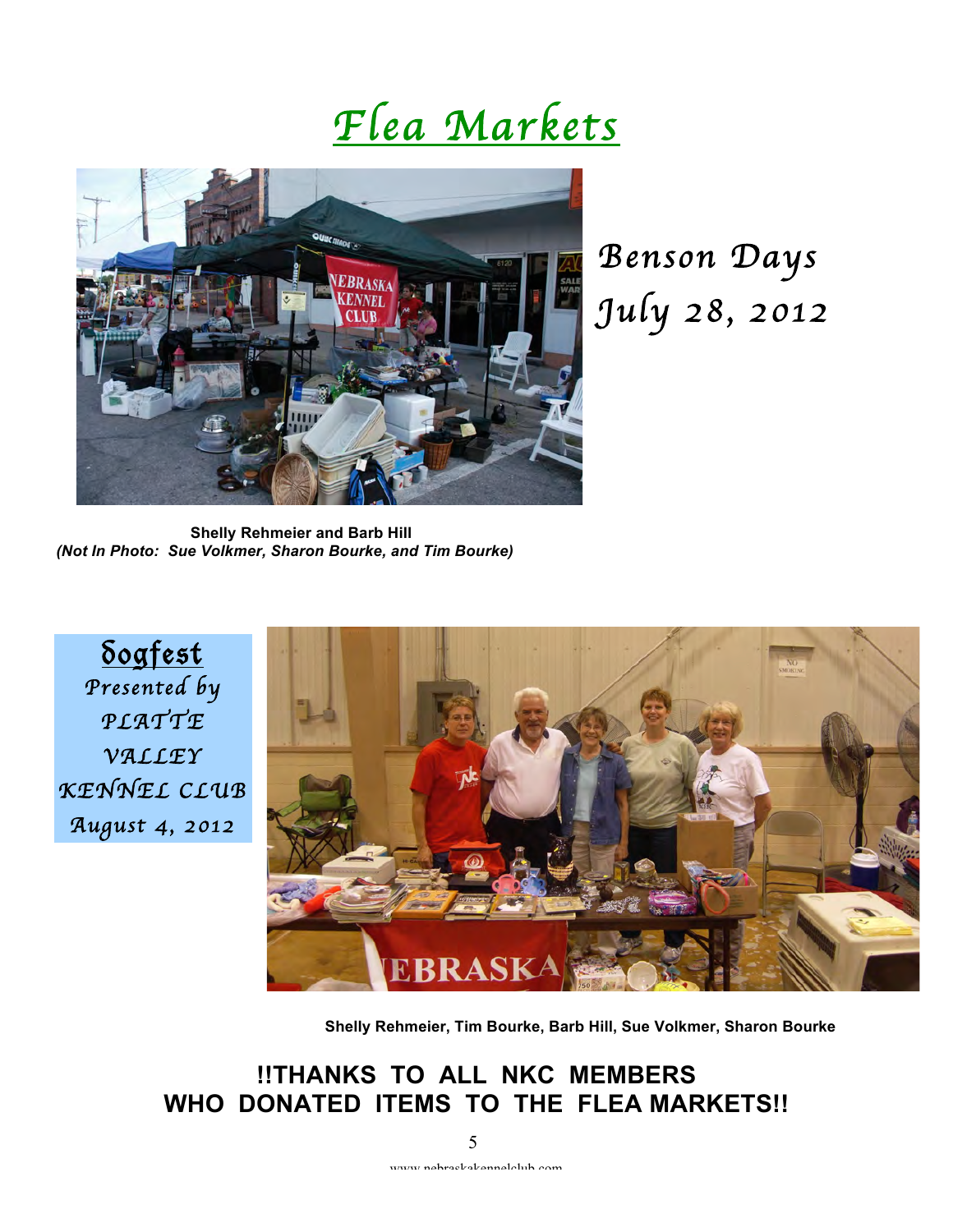# Flea Markets

## Benson Days
## July 28, 2012

**Shelly Rehmeier and Barb Hill**
***(Not In Photo: Sue Volkmer, Sharon Bourke, and Tim Bourke)***

## Dogfest
*Presented by*
*PLATTE VALLEY KENNEL CLUB*
*August 4, 2012*

**Shelly Rehmeier, Tim Bourke, Barb Hill, Sue Volkmer, Sharon Bourke**

**!!THANKS TO ALL NKC MEMBERS WHO DONATED ITEMS TO THE FLEA MARKETS!!**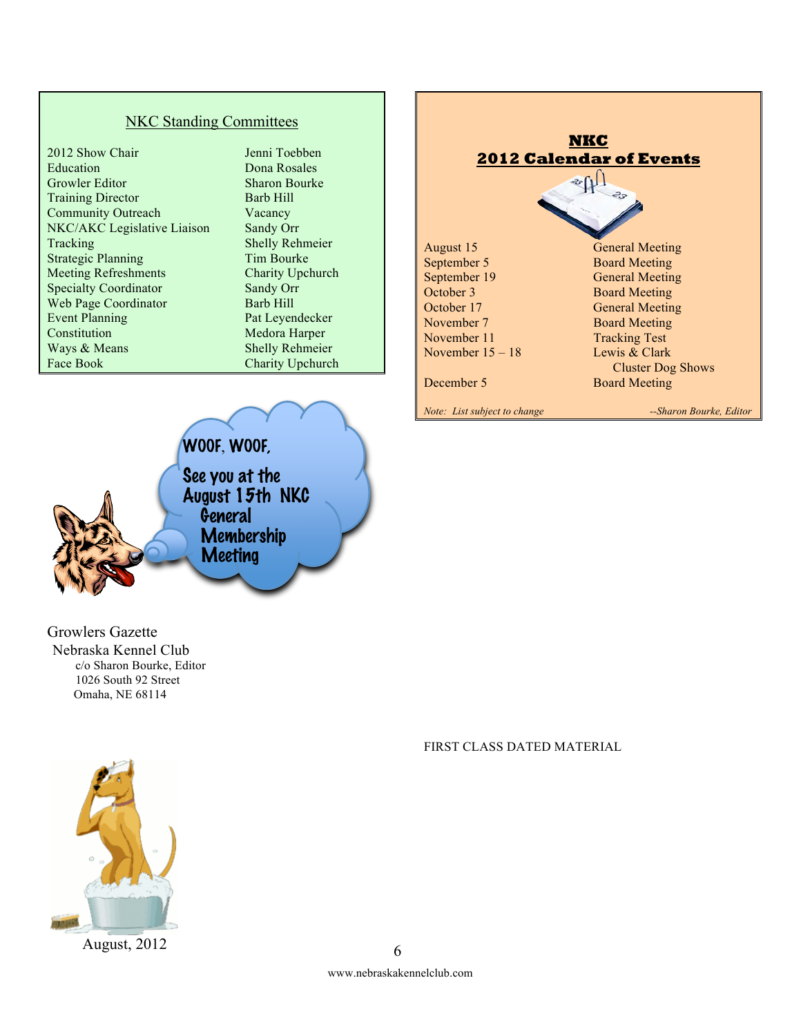## NKC Standing Committees

| | |
|---|---|
| 2012 Show Chair | Jenni Toebben |
| Education | Dona Rosales |
| Growler Editor | Sharon Bourke |
| Training Director | Barb Hill |
| Community Outreach | Vacancy |
| NKC/AKC Legislative Liaison | Sandy Orr |
| Tracking | Shelly Rehmeier |
| Strategic Planning | Tim Bourke |
| Meeting Refreshments | Charity Upchurch |
| Specialty Coordinator | Sandy Orr |
| Web Page Coordinator | Barb Hill |
| Event Planning | Pat Leyendecker |
| Constitution | Medora Harper |
| Ways & Means | Shelly Rehmeier |
| Face Book | Charity Upchurch |

## NKC 2012 Calendar of Events

| | |
|---|---|
| August 15 | General Meeting |
| September 5 | Board Meeting |
| September 19 | General Meeting |
| October 3 | Board Meeting |
| October 17 | General Meeting |
| November 7 | Board Meeting |
| November 11 | Tracking Test |
| November 15 – 18 | Lewis & Clark Cluster Dog Shows |
| December 5 | Board Meeting |

*Note: List subject to change* *--Sharon Bourke, Editor*

WOOF, WOOF, See you at the August 15th NKC General Membership Meeting

Growlers Gazette
Nebraska Kennel Club
c/o Sharon Bourke, Editor
1026 South 92 Street
Omaha, NE 68114

FIRST CLASS DATED MATERIAL

August, 2012

www.nebraskakennelclub.com